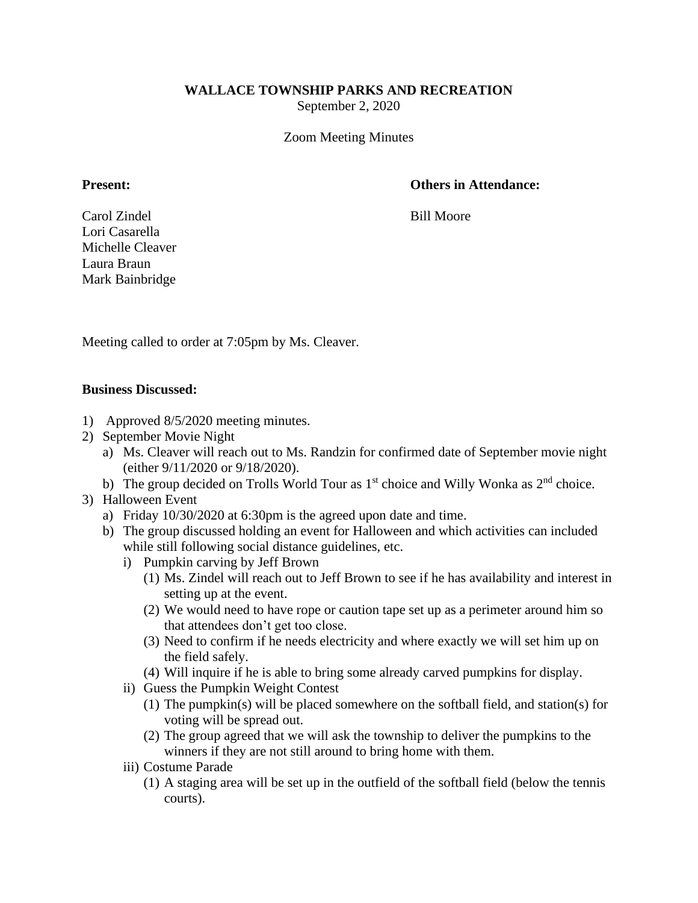**WALLACE TOWNSHIP PARKS AND RECREATION**

September 2, 2020

Zoom Meeting Minutes

**Present:**

Carol Zindel
Lori Casarella
Michelle Cleaver
Laura Braun
Mark Bainbridge

**Others in Attendance:**

Bill Moore

Meeting called to order at 7:05pm by Ms. Cleaver.

**Business Discussed:**

1) Approved 8/5/2020 meeting minutes.
2) September Movie Night
   a) Ms. Cleaver will reach out to Ms. Randzin for confirmed date of September movie night (either 9/11/2020 or 9/18/2020).
   b) The group decided on Trolls World Tour as 1st choice and Willy Wonka as 2nd choice.
3) Halloween Event
   a) Friday 10/30/2020 at 6:30pm is the agreed upon date and time.
   b) The group discussed holding an event for Halloween and which activities can included while still following social distance guidelines, etc.
      i) Pumpkin carving by Jeff Brown
         (1) Ms. Zindel will reach out to Jeff Brown to see if he has availability and interest in setting up at the event.
         (2) We would need to have rope or caution tape set up as a perimeter around him so that attendees don't get too close.
         (3) Need to confirm if he needs electricity and where exactly we will set him up on the field safely.
         (4) Will inquire if he is able to bring some already carved pumpkins for display.
      ii) Guess the Pumpkin Weight Contest
         (1) The pumpkin(s) will be placed somewhere on the softball field, and station(s) for voting will be spread out.
         (2) The group agreed that we will ask the township to deliver the pumpkins to the winners if they are not still around to bring home with them.
      iii) Costume Parade
         (1) A staging area will be set up in the outfield of the softball field (below the tennis courts).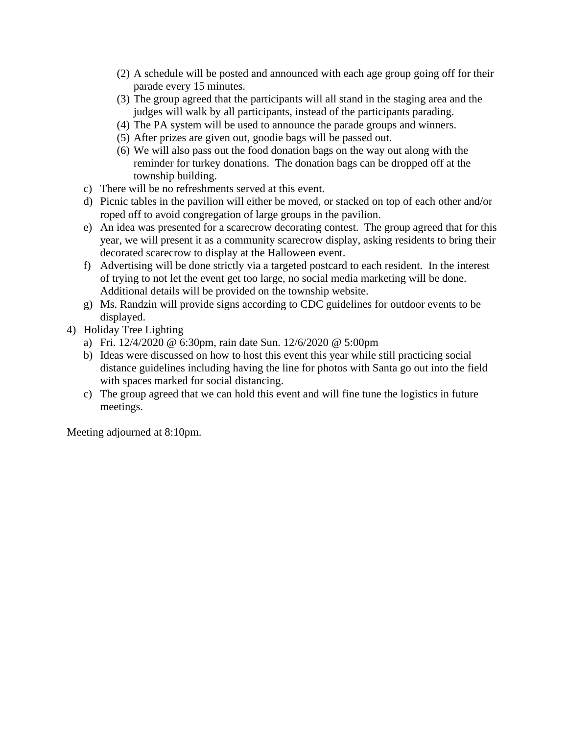(2) A schedule will be posted and announced with each age group going off for their parade every 15 minutes.
(3) The group agreed that the participants will all stand in the staging area and the judges will walk by all participants, instead of the participants parading.
(4) The PA system will be used to announce the parade groups and winners.
(5) After prizes are given out, goodie bags will be passed out.
(6) We will also pass out the food donation bags on the way out along with the reminder for turkey donations. The donation bags can be dropped off at the township building.

c) There will be no refreshments served at this event.
d) Picnic tables in the pavilion will either be moved, or stacked on top of each other and/or roped off to avoid congregation of large groups in the pavilion.
e) An idea was presented for a scarecrow decorating contest. The group agreed that for this year, we will present it as a community scarecrow display, asking residents to bring their decorated scarecrow to display at the Halloween event.
f) Advertising will be done strictly via a targeted postcard to each resident. In the interest of trying to not let the event get too large, no social media marketing will be done. Additional details will be provided on the township website.
g) Ms. Randzin will provide signs according to CDC guidelines for outdoor events to be displayed.

4) Holiday Tree Lighting
   a) Fri. 12/4/2020 @ 6:30pm, rain date Sun. 12/6/2020 @ 5:00pm
   b) Ideas were discussed on how to host this event this year while still practicing social distance guidelines including having the line for photos with Santa go out into the field with spaces marked for social distancing.
   c) The group agreed that we can hold this event and will fine tune the logistics in future meetings.

Meeting adjourned at 8:10pm.